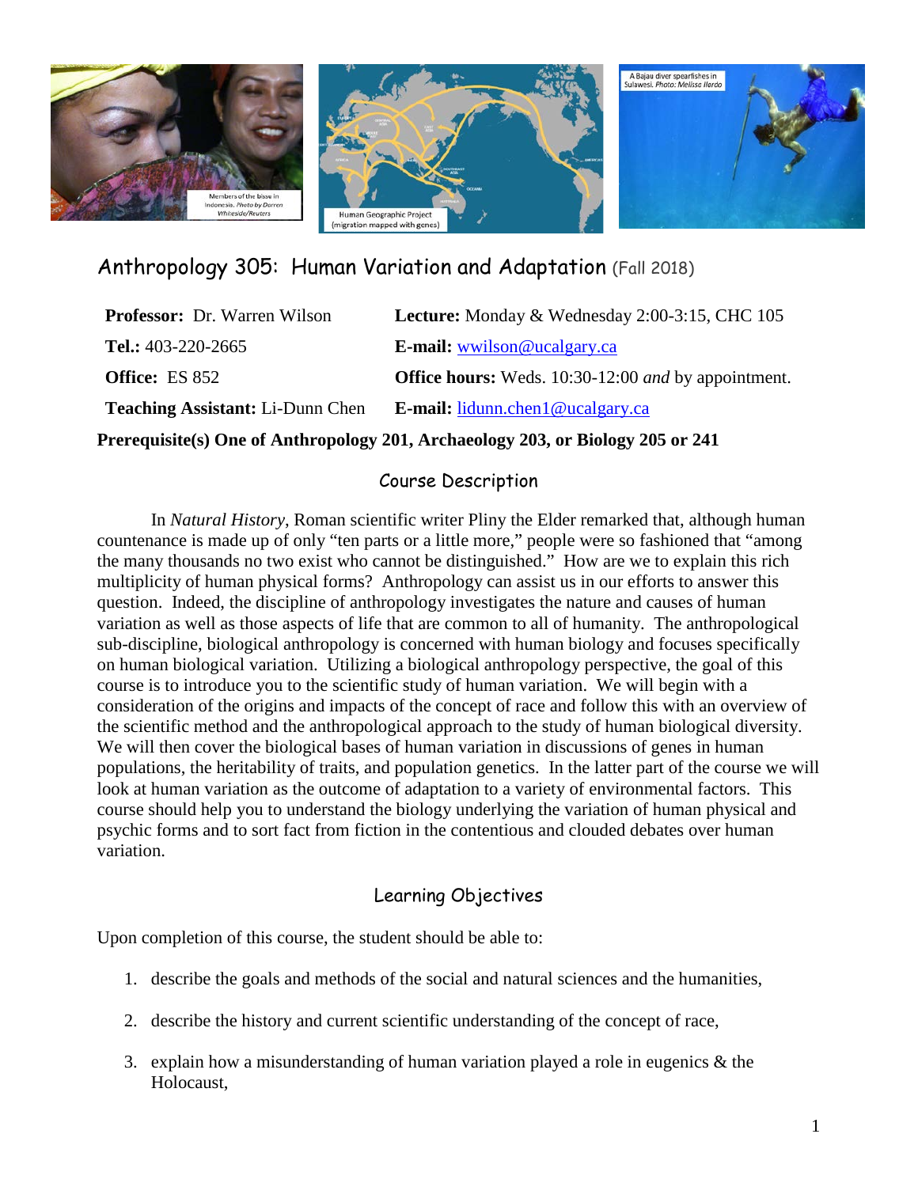# Anthropology 305: Human Variation and Adaptation (Fall 2018)

| | |
|---|---|
| **Professor:** Dr. Warren Wilson | **Lecture:** Monday & Wednesday 2:00-3:15, CHC 105 |
| **Tel.:** 403-220-2665 | **E-mail:** wwilson@ucalgary.ca |
| **Office:** ES 852 | **Office hours:** Weds. 10:30-12:00 *and* by appointment. |
| **Teaching Assistant:** Li-Dunn Chen | **E-mail:** lidunn.chen1@ucalgary.ca |

**Prerequisite(s) One of Anthropology 201, Archaeology 203, or Biology 205 or 241**

## Course Description

In *Natural History*, Roman scientific writer Pliny the Elder remarked that, although human countenance is made up of only "ten parts or a little more," people were so fashioned that "among the many thousands no two exist who cannot be distinguished." How are we to explain this rich multiplicity of human physical forms? Anthropology can assist us in our efforts to answer this question. Indeed, the discipline of anthropology investigates the nature and causes of human variation as well as those aspects of life that are common to all of humanity. The anthropological sub-discipline, biological anthropology is concerned with human biology and focuses specifically on human biological variation. Utilizing a biological anthropology perspective, the goal of this course is to introduce you to the scientific study of human variation. We will begin with a consideration of the origins and impacts of the concept of race and follow this with an overview of the scientific method and the anthropological approach to the study of human biological diversity. We will then cover the biological bases of human variation in discussions of genes in human populations, the heritability of traits, and population genetics. In the latter part of the course we will look at human variation as the outcome of adaptation to a variety of environmental factors. This course should help you to understand the biology underlying the variation of human physical and psychic forms and to sort fact from fiction in the contentious and clouded debates over human variation.

## Learning Objectives

Upon completion of this course, the student should be able to:

1. describe the goals and methods of the social and natural sciences and the humanities,
2. describe the history and current scientific understanding of the concept of race,
3. explain how a misunderstanding of human variation played a role in eugenics & the Holocaust,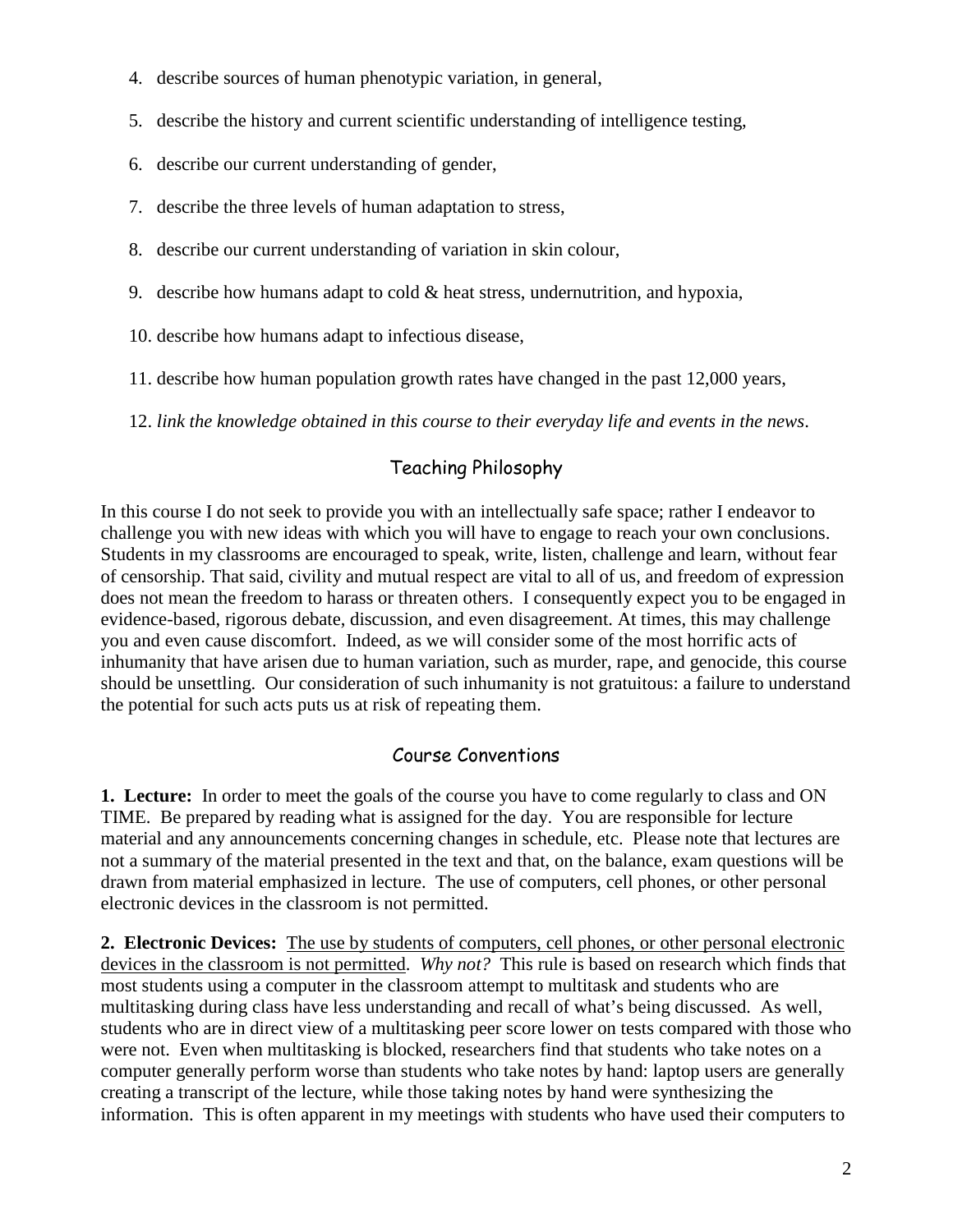4. describe sources of human phenotypic variation, in general,

5. describe the history and current scientific understanding of intelligence testing,

6. describe our current understanding of gender,

7. describe the three levels of human adaptation to stress,

8. describe our current understanding of variation in skin colour,

9. describe how humans adapt to cold & heat stress, undernutrition, and hypoxia,

10. describe how humans adapt to infectious disease,

11. describe how human population growth rates have changed in the past 12,000 years,

12. *link the knowledge obtained in this course to their everyday life and events in the news*.

## Teaching Philosophy

In this course I do not seek to provide you with an intellectually safe space; rather I endeavor to challenge you with new ideas with which you will have to engage to reach your own conclusions. Students in my classrooms are encouraged to speak, write, listen, challenge and learn, without fear of censorship. That said, civility and mutual respect are vital to all of us, and freedom of expression does not mean the freedom to harass or threaten others. I consequently expect you to be engaged in evidence-based, rigorous debate, discussion, and even disagreement. At times, this may challenge you and even cause discomfort. Indeed, as we will consider some of the most horrific acts of inhumanity that have arisen due to human variation, such as murder, rape, and genocide, this course should be unsettling. Our consideration of such inhumanity is not gratuitous: a failure to understand the potential for such acts puts us at risk of repeating them.

## Course Conventions

**1. Lecture:** In order to meet the goals of the course you have to come regularly to class and ON TIME. Be prepared by reading what is assigned for the day. You are responsible for lecture material and any announcements concerning changes in schedule, etc. Please note that lectures are not a summary of the material presented in the text and that, on the balance, exam questions will be drawn from material emphasized in lecture. The use of computers, cell phones, or other personal electronic devices in the classroom is not permitted.

**2. Electronic Devices:** <u>The use by students of computers, cell phones, or other personal electronic devices in the classroom is not permitted</u>. *Why not?* This rule is based on research which finds that most students using a computer in the classroom attempt to multitask and students who are multitasking during class have less understanding and recall of what's being discussed. As well, students who are in direct view of a multitasking peer score lower on tests compared with those who were not. Even when multitasking is blocked, researchers find that students who take notes on a computer generally perform worse than students who take notes by hand: laptop users are generally creating a transcript of the lecture, while those taking notes by hand were synthesizing the information. This is often apparent in my meetings with students who have used their computers to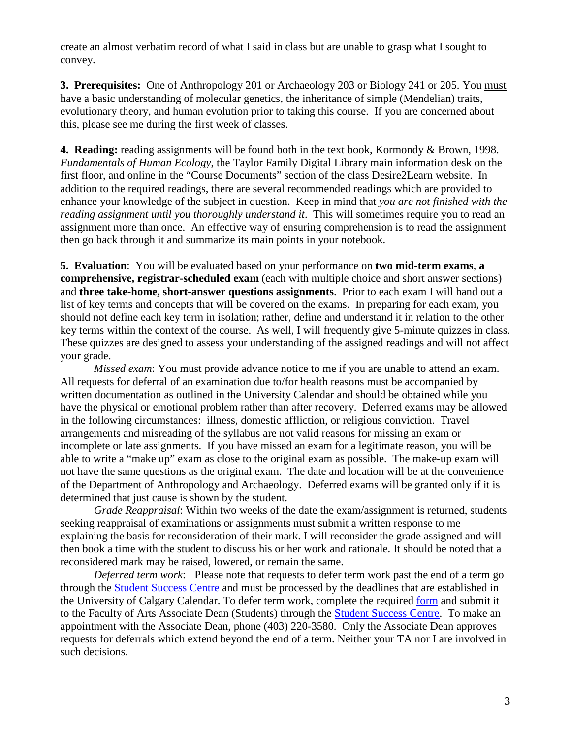create an almost verbatim record of what I said in class but are unable to grasp what I sought to convey.

**3. Prerequisites:** One of Anthropology 201 or Archaeology 203 or Biology 241 or 205. You must have a basic understanding of molecular genetics, the inheritance of simple (Mendelian) traits, evolutionary theory, and human evolution prior to taking this course. If you are concerned about this, please see me during the first week of classes.

**4. Reading:** reading assignments will be found both in the text book, Kormondy & Brown, 1998. *Fundamentals of Human Ecology*, the Taylor Family Digital Library main information desk on the first floor, and online in the "Course Documents" section of the class Desire2Learn website. In addition to the required readings, there are several recommended readings which are provided to enhance your knowledge of the subject in question. Keep in mind that *you are not finished with the reading assignment until you thoroughly understand it*. This will sometimes require you to read an assignment more than once. An effective way of ensuring comprehension is to read the assignment then go back through it and summarize its main points in your notebook.

**5. Evaluation**: You will be evaluated based on your performance on **two mid-term exams**, **a comprehensive, registrar-scheduled exam** (each with multiple choice and short answer sections) and **three take-home, short-answer questions assignments**. Prior to each exam I will hand out a list of key terms and concepts that will be covered on the exams. In preparing for each exam, you should not define each key term in isolation; rather, define and understand it in relation to the other key terms within the context of the course. As well, I will frequently give 5-minute quizzes in class. These quizzes are designed to assess your understanding of the assigned readings and will not affect your grade.

*Missed exam*: You must provide advance notice to me if you are unable to attend an exam. All requests for deferral of an examination due to/for health reasons must be accompanied by written documentation as outlined in the University Calendar and should be obtained while you have the physical or emotional problem rather than after recovery. Deferred exams may be allowed in the following circumstances: illness, domestic affliction, or religious conviction. Travel arrangements and misreading of the syllabus are not valid reasons for missing an exam or incomplete or late assignments. If you have missed an exam for a legitimate reason, you will be able to write a "make up" exam as close to the original exam as possible. The make-up exam will not have the same questions as the original exam. The date and location will be at the convenience of the Department of Anthropology and Archaeology. Deferred exams will be granted only if it is determined that just cause is shown by the student.

*Grade Reappraisal*: Within two weeks of the date the exam/assignment is returned, students seeking reappraisal of examinations or assignments must submit a written response to me explaining the basis for reconsideration of their mark. I will reconsider the grade assigned and will then book a time with the student to discuss his or her work and rationale. It should be noted that a reconsidered mark may be raised, lowered, or remain the same.

*Deferred term work*: Please note that requests to defer term work past the end of a term go through the Student Success Centre and must be processed by the deadlines that are established in the University of Calgary Calendar. To defer term work, complete the required form and submit it to the Faculty of Arts Associate Dean (Students) through the Student Success Centre. To make an appointment with the Associate Dean, phone (403) 220-3580. Only the Associate Dean approves requests for deferrals which extend beyond the end of a term. Neither your TA nor I are involved in such decisions.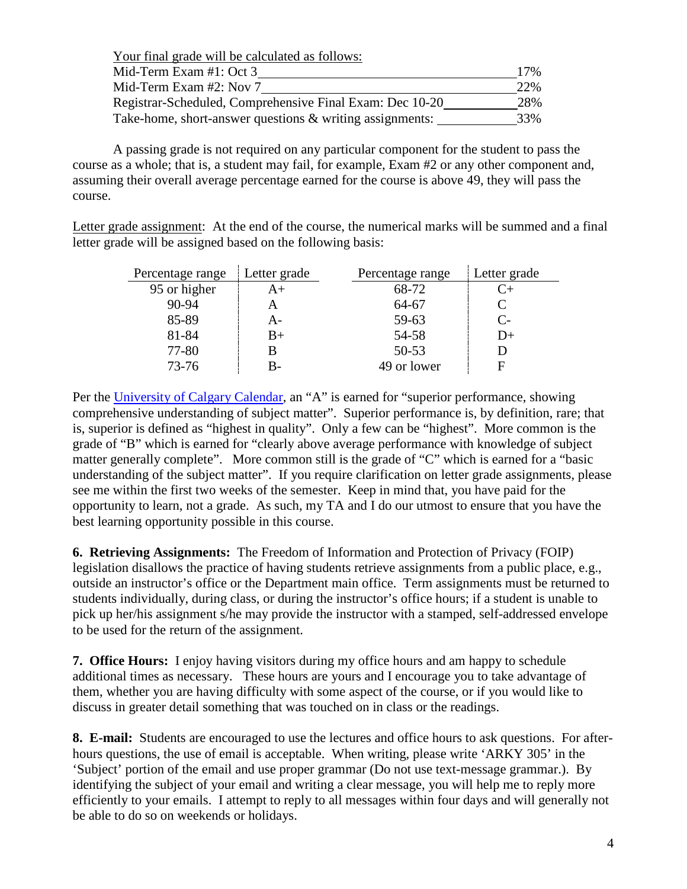Your final grade will be calculated as follows:

| Component | Weight |
|---|---|
| Mid-Term Exam #1: Oct 3 | 17% |
| Mid-Term Exam #2: Nov 7 | 22% |
| Registrar-Scheduled, Comprehensive Final Exam: Dec 10-20 | 28% |
| Take-home, short-answer questions & writing assignments: | 33% |

A passing grade is not required on any particular component for the student to pass the course as a whole; that is, a student may fail, for example, Exam #2 or any other component and, assuming their overall average percentage earned for the course is above 49, they will pass the course.

Letter grade assignment: At the end of the course, the numerical marks will be summed and a final letter grade will be assigned based on the following basis:

| Percentage range | Letter grade | Percentage range | Letter grade |
|---|---|---|---|
| 95 or higher | A+ | 68-72 | C+ |
| 90-94 | A | 64-67 | C |
| 85-89 | A- | 59-63 | C- |
| 81-84 | B+ | 54-58 | D+ |
| 77-80 | B | 50-53 | D |
| 73-76 | B- | 49 or lower | F |

Per the University of Calgary Calendar, an "A" is earned for "superior performance, showing comprehensive understanding of subject matter". Superior performance is, by definition, rare; that is, superior is defined as "highest in quality". Only a few can be "highest". More common is the grade of "B" which is earned for "clearly above average performance with knowledge of subject matter generally complete". More common still is the grade of "C" which is earned for a "basic understanding of the subject matter". If you require clarification on letter grade assignments, please see me within the first two weeks of the semester. Keep in mind that, you have paid for the opportunity to learn, not a grade. As such, my TA and I do our utmost to ensure that you have the best learning opportunity possible in this course.

**6. Retrieving Assignments:** The Freedom of Information and Protection of Privacy (FOIP) legislation disallows the practice of having students retrieve assignments from a public place, e.g., outside an instructor's office or the Department main office. Term assignments must be returned to students individually, during class, or during the instructor's office hours; if a student is unable to pick up her/his assignment s/he may provide the instructor with a stamped, self-addressed envelope to be used for the return of the assignment.

**7. Office Hours:** I enjoy having visitors during my office hours and am happy to schedule additional times as necessary. These hours are yours and I encourage you to take advantage of them, whether you are having difficulty with some aspect of the course, or if you would like to discuss in greater detail something that was touched on in class or the readings.

**8. E-mail:** Students are encouraged to use the lectures and office hours to ask questions. For after-hours questions, the use of email is acceptable. When writing, please write 'ARKY 305' in the 'Subject' portion of the email and use proper grammar (Do not use text-message grammar.). By identifying the subject of your email and writing a clear message, you will help me to reply more efficiently to your emails. I attempt to reply to all messages within four days and will generally not be able to do so on weekends or holidays.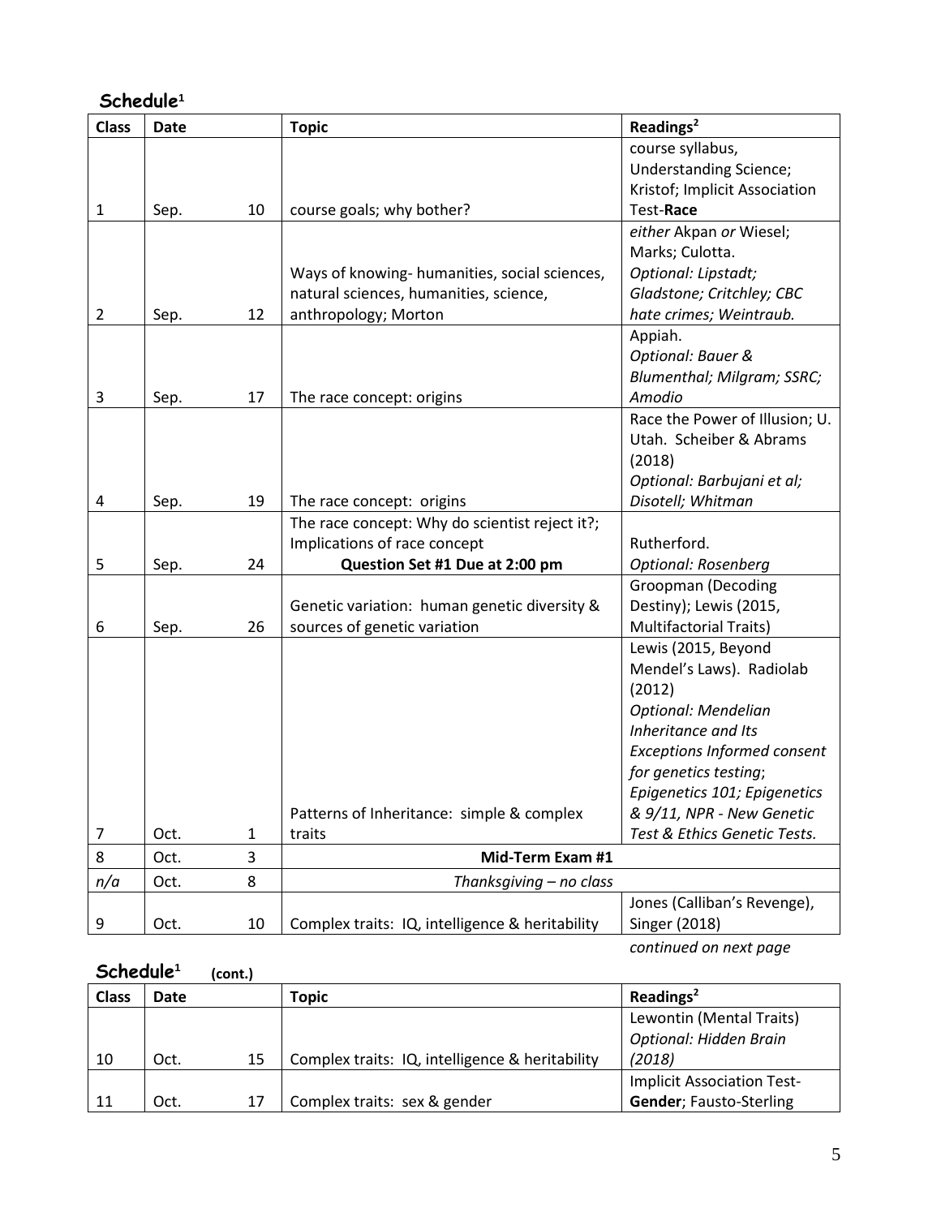## Schedule[1]

| Class | Date | | Topic | Readings[2] |
|---|---|---|---|---|
| 1 | Sep. | 10 | course goals; why bother? | course syllabus, Understanding Science; Kristof; Implicit Association Test-**Race** |
| 2 | Sep. | 12 | Ways of knowing- humanities, social sciences, natural sciences, humanities, science, anthropology; Morton | *either* Akpan *or* Wiesel; Marks; Culotta. *Optional: Lipstadt; Gladstone; Critchley; CBC hate crimes; Weintraub.* |
| 3 | Sep. | 17 | The race concept: origins | Appiah. *Optional: Bauer & Blumenthal; Milgram; SSRC; Amodio* |
| 4 | Sep. | 19 | The race concept: origins | Race the Power of Illusion; U. Utah. Scheiber & Abrams (2018) *Optional: Barbujani et al; Disotell; Whitman* |
| 5 | Sep. | 24 | The race concept: Why do scientist reject it?; Implications of race concept **Question Set #1 Due at 2:00 pm** | Rutherford. *Optional: Rosenberg* |
| 6 | Sep. | 26 | Genetic variation: human genetic diversity & sources of genetic variation | Groopman (Decoding Destiny); Lewis (2015, Multifactorial Traits) |
| 7 | Oct. | 1 | Patterns of Inheritance: simple & complex traits | Lewis (2015, Beyond Mendel's Laws). Radiolab (2012) *Optional: Mendelian Inheritance and Its Exceptions Informed consent for genetics testing; Epigenetics 101; Epigenetics & 9/11, NPR - New Genetic Test & Ethics Genetic Tests.* |
| 8 | Oct. | 3 | **Mid-Term Exam #1** | |
| *n/a* | Oct. | 8 | *Thanksgiving – no class* | |
| 9 | Oct. | 10 | Complex traits: IQ, intelligence & heritability | Jones (Calliban's Revenge), Singer (2018) |
| 10 | Oct. | 15 | Complex traits: IQ, intelligence & heritability | Lewontin (Mental Traits) *Optional: Hidden Brain (2018)* |
| 11 | Oct. | 17 | Complex traits: sex & gender | Implicit Association Test-**Gender**; Fausto-Sterling |

*continued on next page*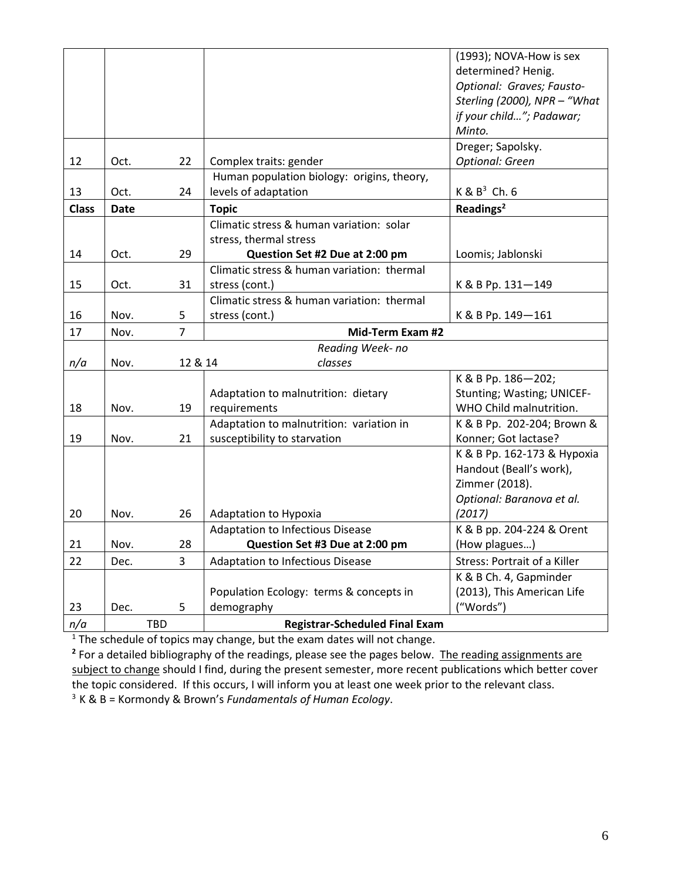| Class | Date | | Topic | Readings[2] |
|---|---|---|---|---|
| | | | | (1993); NOVA-How is sex determined? Henig. *Optional: Graves; Fausto-Sterling (2000), NPR – "What if your child…"; Padawar; Minto.* |
| 12 | Oct. | 22 | Complex traits: gender | Dreger; Sapolsky. *Optional: Green* |
| 13 | Oct. | 24 | Human population biology: origins, theory, levels of adaptation | K & B[3] Ch. 6 |
| **Class** | **Date** | | **Topic** | **Readings[2]** |
| 14 | Oct. | 29 | Climatic stress & human variation: solar stress, thermal stress **Question Set #2 Due at 2:00 pm** | Loomis; Jablonski |
| 15 | Oct. | 31 | Climatic stress & human variation: thermal stress (cont.) | K & B Pp. 131—149 |
| 16 | Nov. | 5 | Climatic stress & human variation: thermal stress (cont.) | K & B Pp. 149—161 |
| 17 | Nov. | 7 | **Mid-Term Exam #2** | |
| *n/a* | Nov. | 12 & 14 | *Reading Week- no classes* | |
| 18 | Nov. | 19 | Adaptation to malnutrition: dietary requirements | K & B Pp. 186—202; Stunting; Wasting; UNICEF-WHO Child malnutrition. |
| 19 | Nov. | 21 | Adaptation to malnutrition: variation in susceptibility to starvation | K & B Pp. 202-204; Brown & Konner; Got lactase? |
| 20 | Nov. | 26 | Adaptation to Hypoxia | K & B Pp. 162-173 & Hypoxia Handout (Beall's work), Zimmer (2018). *Optional: Baranova et al. (2017)* |
| 21 | Nov. | 28 | Adaptation to Infectious Disease **Question Set #3 Due at 2:00 pm** | K & B pp. 204-224 & Orent (How plagues…) |
| 22 | Dec. | 3 | Adaptation to Infectious Disease | Stress: Portrait of a Killer |
| 23 | Dec. | 5 | Population Ecology: terms & concepts in demography | K & B Ch. 4, Gapminder (2013), This American Life ("Words") |
| *n/a* | TBD | | **Registrar-Scheduled Final Exam** | |

[1] The schedule of topics may change, but the exam dates will not change.

[2] For a detailed bibliography of the readings, please see the pages below. The reading assignments are subject to change should I find, during the present semester, more recent publications which better cover the topic considered. If this occurs, I will inform you at least one week prior to the relevant class.

[3] K & B = Kormondy & Brown's *Fundamentals of Human Ecology*.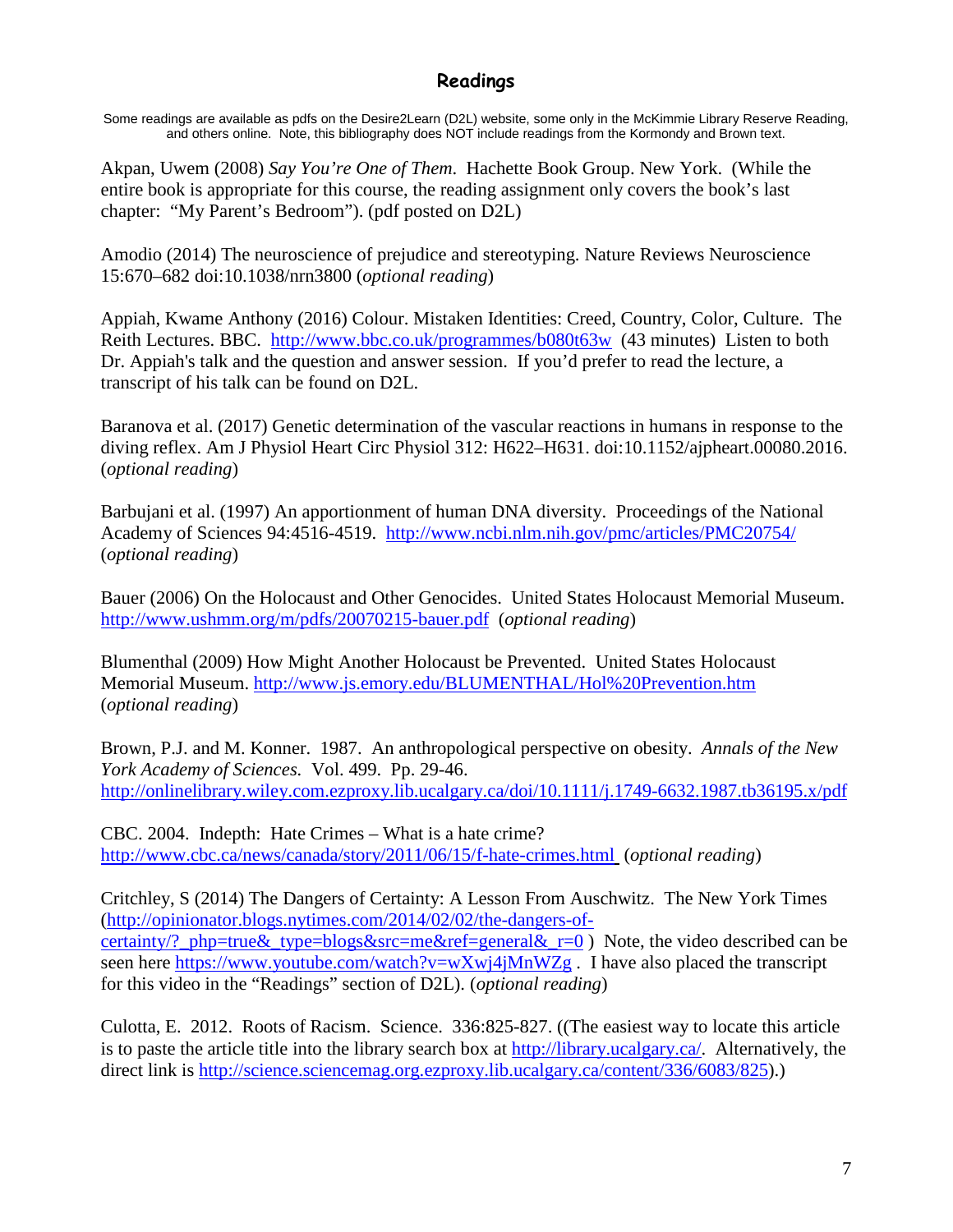## Readings

Some readings are available as pdfs on the Desire2Learn (D2L) website, some only in the McKimmie Library Reserve Reading, and others online. Note, this bibliography does NOT include readings from the Kormondy and Brown text.

Akpan, Uwem (2008) *Say You're One of Them*. Hachette Book Group. New York. (While the entire book is appropriate for this course, the reading assignment only covers the book's last chapter: "My Parent's Bedroom"). (pdf posted on D2L)

Amodio (2014) The neuroscience of prejudice and stereotyping. Nature Reviews Neuroscience 15:670–682 doi:10.1038/nrn3800 (*optional reading*)

Appiah, Kwame Anthony (2016) Colour. Mistaken Identities: Creed, Country, Color, Culture. The Reith Lectures. BBC. http://www.bbc.co.uk/programmes/b080t63w (43 minutes) Listen to both Dr. Appiah's talk and the question and answer session. If you'd prefer to read the lecture, a transcript of his talk can be found on D2L.

Baranova et al. (2017) Genetic determination of the vascular reactions in humans in response to the diving reflex. Am J Physiol Heart Circ Physiol 312: H622–H631. doi:10.1152/ajpheart.00080.2016. (*optional reading*)

Barbujani et al. (1997) An apportionment of human DNA diversity. Proceedings of the National Academy of Sciences 94:4516-4519. http://www.ncbi.nlm.nih.gov/pmc/articles/PMC20754/ (*optional reading*)

Bauer (2006) On the Holocaust and Other Genocides. United States Holocaust Memorial Museum. http://www.ushmm.org/m/pdfs/20070215-bauer.pdf (*optional reading*)

Blumenthal (2009) How Might Another Holocaust be Prevented. United States Holocaust Memorial Museum. http://www.js.emory.edu/BLUMENTHAL/Hol%20Prevention.htm (*optional reading*)

Brown, P.J. and M. Konner. 1987. An anthropological perspective on obesity. *Annals of the New York Academy of Sciences.* Vol. 499. Pp. 29-46. http://onlinelibrary.wiley.com.ezproxy.lib.ucalgary.ca/doi/10.1111/j.1749-6632.1987.tb36195.x/pdf

CBC. 2004. Indepth: Hate Crimes – What is a hate crime? http://www.cbc.ca/news/canada/story/2011/06/15/f-hate-crimes.html (*optional reading*)

Critchley, S (2014) The Dangers of Certainty: A Lesson From Auschwitz. The New York Times (http://opinionator.blogs.nytimes.com/2014/02/02/the-dangers-of-certainty/?_php=true&_type=blogs&src=me&ref=general&_r=0 ) Note, the video described can be seen here https://www.youtube.com/watch?v=wXwj4jMnWZg . I have also placed the transcript for this video in the "Readings" section of D2L). (*optional reading*)

Culotta, E. 2012. Roots of Racism. Science. 336:825-827. ((The easiest way to locate this article is to paste the article title into the library search box at http://library.ucalgary.ca/. Alternatively, the direct link is http://science.sciencemag.org.ezproxy.lib.ucalgary.ca/content/336/6083/825).)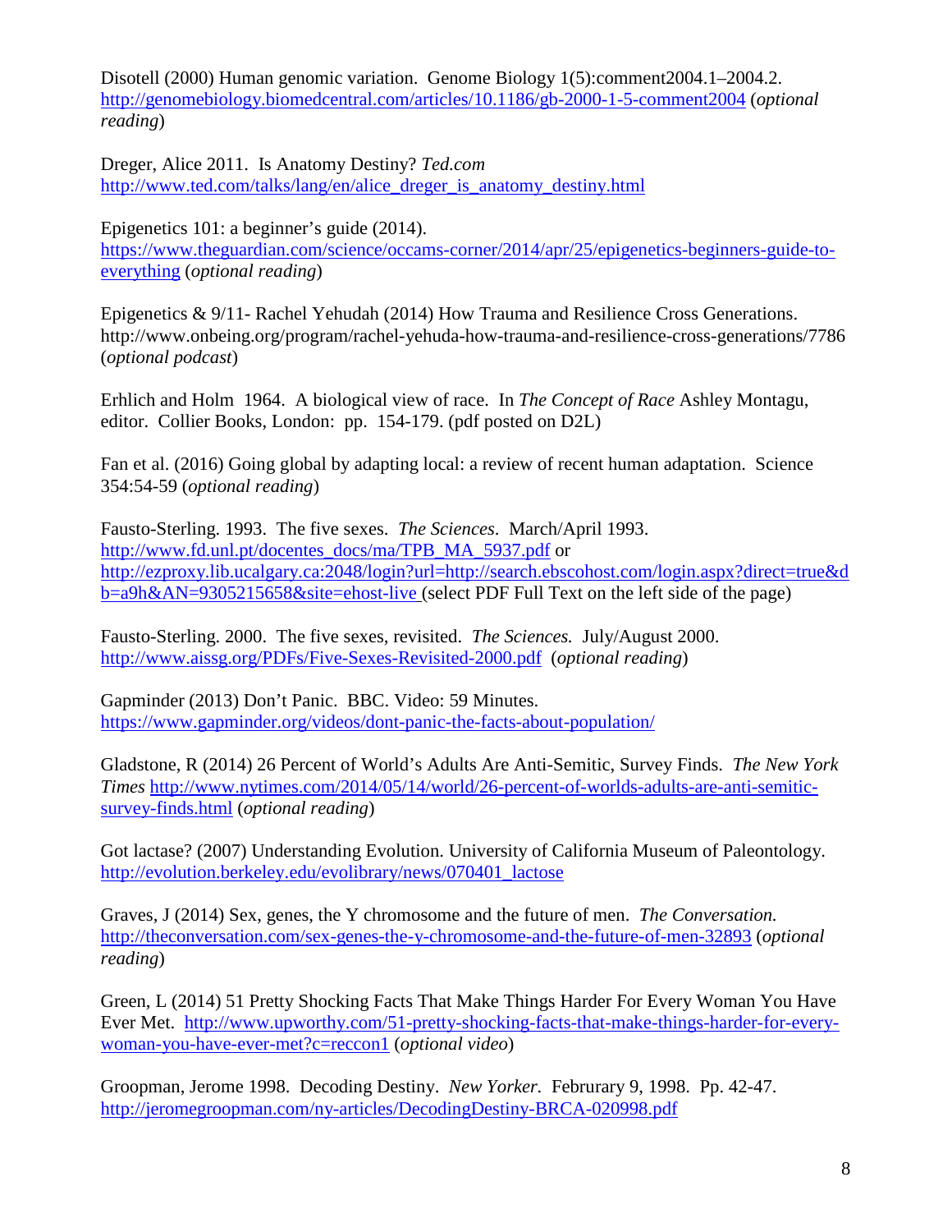Disotell (2000) Human genomic variation. Genome Biology 1(5):comment2004.1–2004.2. http://genomebiology.biomedcentral.com/articles/10.1186/gb-2000-1-5-comment2004 (*optional reading*)

Dreger, Alice 2011. Is Anatomy Destiny? *Ted.com* http://www.ted.com/talks/lang/en/alice_dreger_is_anatomy_destiny.html

Epigenetics 101: a beginner's guide (2014). https://www.theguardian.com/science/occams-corner/2014/apr/25/epigenetics-beginners-guide-to-everything (*optional reading*)

Epigenetics & 9/11- Rachel Yehudah (2014) How Trauma and Resilience Cross Generations. http://www.onbeing.org/program/rachel-yehuda-how-trauma-and-resilience-cross-generations/7786 (*optional podcast*)

Erhlich and Holm 1964. A biological view of race. In *The Concept of Race* Ashley Montagu, editor. Collier Books, London: pp. 154-179. (pdf posted on D2L)

Fan et al. (2016) Going global by adapting local: a review of recent human adaptation. Science 354:54-59 (*optional reading*)

Fausto-Sterling. 1993. The five sexes. *The Sciences*. March/April 1993. http://www.fd.unl.pt/docentes_docs/ma/TPB_MA_5937.pdf or http://ezproxy.lib.ucalgary.ca:2048/login?url=http://search.ebscohost.com/login.aspx?direct=true&db=a9h&AN=9305215658&site=ehost-live (select PDF Full Text on the left side of the page)

Fausto-Sterling. 2000. The five sexes, revisited. *The Sciences.* July/August 2000. http://www.aissg.org/PDFs/Five-Sexes-Revisited-2000.pdf (*optional reading*)

Gapminder (2013) Don't Panic. BBC. Video: 59 Minutes. https://www.gapminder.org/videos/dont-panic-the-facts-about-population/

Gladstone, R (2014) 26 Percent of World's Adults Are Anti-Semitic, Survey Finds. *The New York Times* http://www.nytimes.com/2014/05/14/world/26-percent-of-worlds-adults-are-anti-semitic-survey-finds.html (*optional reading*)

Got lactase? (2007) Understanding Evolution. University of California Museum of Paleontology. http://evolution.berkeley.edu/evolibrary/news/070401_lactose

Graves, J (2014) Sex, genes, the Y chromosome and the future of men. *The Conversation.* http://theconversation.com/sex-genes-the-y-chromosome-and-the-future-of-men-32893 (*optional reading*)

Green, L (2014) 51 Pretty Shocking Facts That Make Things Harder For Every Woman You Have Ever Met. http://www.upworthy.com/51-pretty-shocking-facts-that-make-things-harder-for-every-woman-you-have-ever-met?c=reccon1 (*optional video*)

Groopman, Jerome 1998. Decoding Destiny. *New Yorker*. Februrary 9, 1998. Pp. 42-47. http://jeromegroopman.com/ny-articles/DecodingDestiny-BRCA-020998.pdf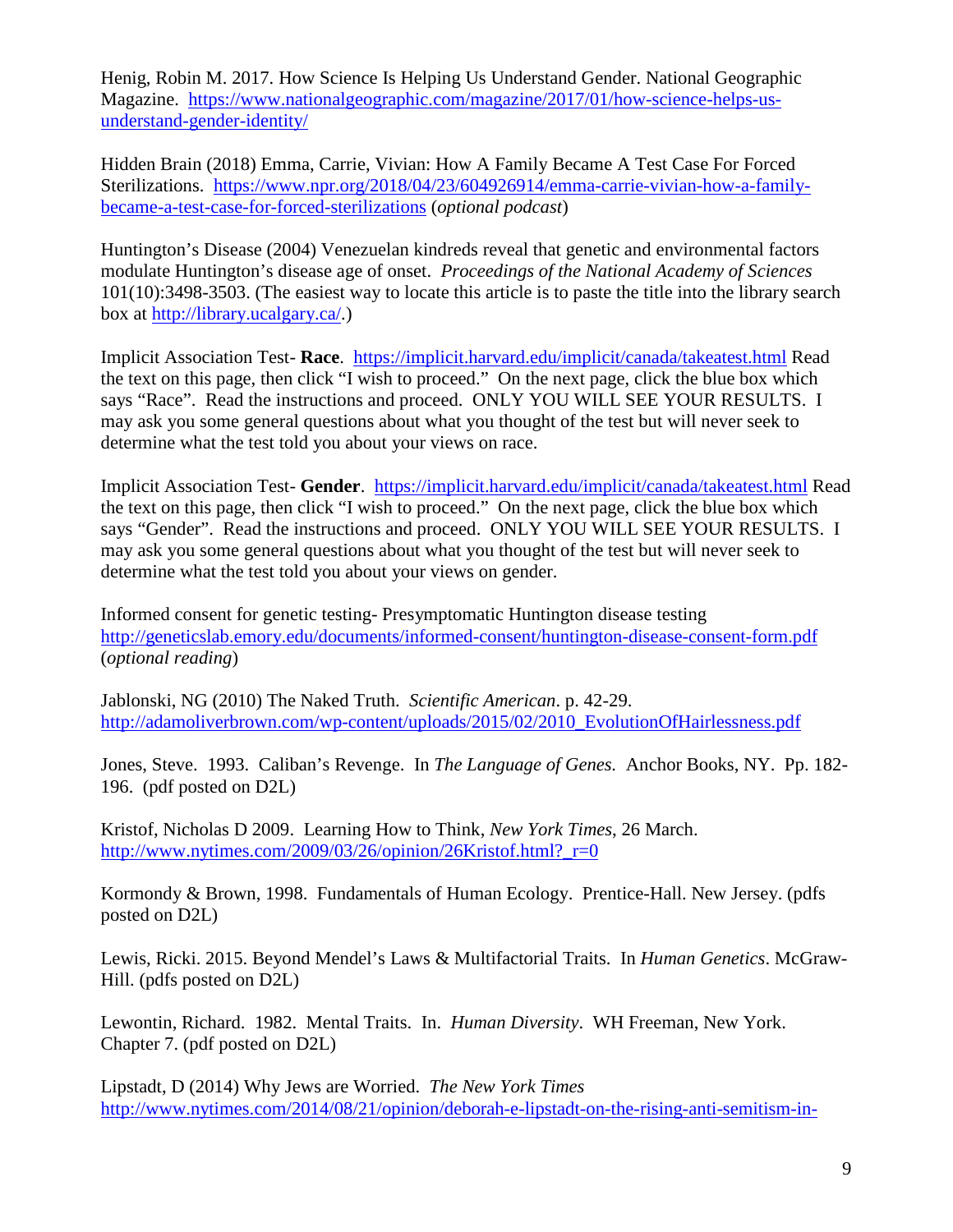Henig, Robin M. 2017. How Science Is Helping Us Understand Gender. National Geographic Magazine. https://www.nationalgeographic.com/magazine/2017/01/how-science-helps-us-understand-gender-identity/

Hidden Brain (2018) Emma, Carrie, Vivian: How A Family Became A Test Case For Forced Sterilizations. https://www.npr.org/2018/04/23/604926914/emma-carrie-vivian-how-a-family-became-a-test-case-for-forced-sterilizations (*optional podcast*)

Huntington's Disease (2004) Venezuelan kindreds reveal that genetic and environmental factors modulate Huntington's disease age of onset. *Proceedings of the National Academy of Sciences* 101(10):3498-3503. (The easiest way to locate this article is to paste the title into the library search box at http://library.ucalgary.ca/.)

Implicit Association Test- **Race**. https://implicit.harvard.edu/implicit/canada/takeatest.html Read the text on this page, then click "I wish to proceed." On the next page, click the blue box which says "Race". Read the instructions and proceed. ONLY YOU WILL SEE YOUR RESULTS. I may ask you some general questions about what you thought of the test but will never seek to determine what the test told you about your views on race.

Implicit Association Test- **Gender**. https://implicit.harvard.edu/implicit/canada/takeatest.html Read the text on this page, then click "I wish to proceed." On the next page, click the blue box which says "Gender". Read the instructions and proceed. ONLY YOU WILL SEE YOUR RESULTS. I may ask you some general questions about what you thought of the test but will never seek to determine what the test told you about your views on gender.

Informed consent for genetic testing- Presymptomatic Huntington disease testing http://geneticslab.emory.edu/documents/informed-consent/huntington-disease-consent-form.pdf (*optional reading*)

Jablonski, NG (2010) The Naked Truth. *Scientific American*. p. 42-29. http://adamoliverbrown.com/wp-content/uploads/2015/02/2010_EvolutionOfHairlessness.pdf

Jones, Steve. 1993. Caliban's Revenge. In *The Language of Genes.* Anchor Books, NY. Pp. 182-196. (pdf posted on D2L)

Kristof, Nicholas D 2009. Learning How to Think, *New York Times*, 26 March. http://www.nytimes.com/2009/03/26/opinion/26Kristof.html?_r=0

Kormondy & Brown, 1998. Fundamentals of Human Ecology. Prentice-Hall. New Jersey. (pdfs posted on D2L)

Lewis, Ricki. 2015. Beyond Mendel's Laws & Multifactorial Traits. In *Human Genetics*. McGraw-Hill. (pdfs posted on D2L)

Lewontin, Richard. 1982. Mental Traits. In. *Human Diversity*. WH Freeman, New York. Chapter 7. (pdf posted on D2L)

Lipstadt, D (2014) Why Jews are Worried. *The New York Times* http://www.nytimes.com/2014/08/21/opinion/deborah-e-lipstadt-on-the-rising-anti-semitism-in-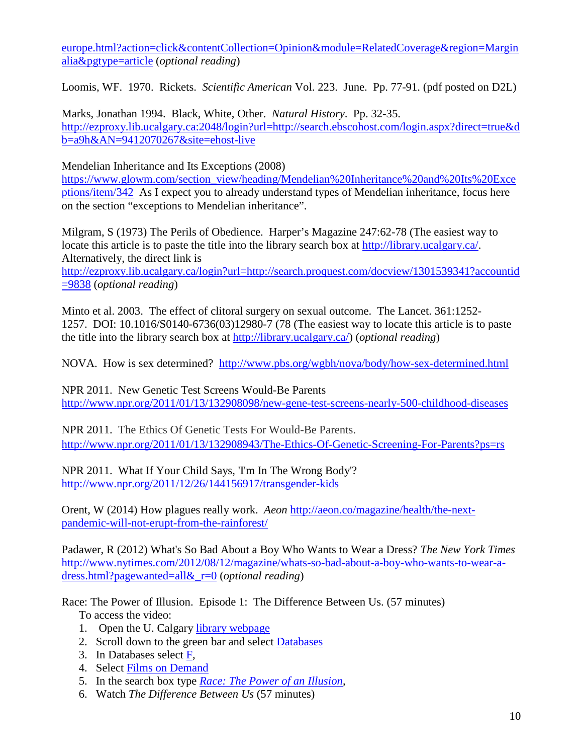europe.html?action=click&contentCollection=Opinion&module=RelatedCoverage&region=Marginalia&pgtype=article (*optional reading*)

Loomis, WF. 1970. Rickets. *Scientific American* Vol. 223. June. Pp. 77-91. (pdf posted on D2L)

Marks, Jonathan 1994. Black, White, Other. *Natural History*. Pp. 32-35. http://ezproxy.lib.ucalgary.ca:2048/login?url=http://search.ebscohost.com/login.aspx?direct=true&db=a9h&AN=9412070267&site=ehost-live

Mendelian Inheritance and Its Exceptions (2008) https://www.glowm.com/section_view/heading/Mendelian%20Inheritance%20and%20Its%20Exceptions/item/342 As I expect you to already understand types of Mendelian inheritance, focus here on the section "exceptions to Mendelian inheritance".

Milgram, S (1973) The Perils of Obedience. Harper's Magazine 247:62-78 (The easiest way to locate this article is to paste the title into the library search box at http://library.ucalgary.ca/. Alternatively, the direct link is http://ezproxy.lib.ucalgary.ca/login?url=http://search.proquest.com/docview/1301539341?accountid=9838 (*optional reading*)

Minto et al. 2003. The effect of clitoral surgery on sexual outcome. The Lancet. 361:1252-1257. DOI: 10.1016/S0140-6736(03)12980-7 (78 (The easiest way to locate this article is to paste the title into the library search box at http://library.ucalgary.ca/) (*optional reading*)

NOVA. How is sex determined? http://www.pbs.org/wgbh/nova/body/how-sex-determined.html

NPR 2011. New Genetic Test Screens Would-Be Parents http://www.npr.org/2011/01/13/132908098/new-gene-test-screens-nearly-500-childhood-diseases

NPR 2011. The Ethics Of Genetic Tests For Would-Be Parents. http://www.npr.org/2011/01/13/132908943/The-Ethics-Of-Genetic-Screening-For-Parents?ps=rs

NPR 2011. What If Your Child Says, 'I'm In The Wrong Body'? http://www.npr.org/2011/12/26/144156917/transgender-kids

Orent, W (2014) How plagues really work. *Aeon* http://aeon.co/magazine/health/the-next-pandemic-will-not-erupt-from-the-rainforest/

Padawer, R (2012) What's So Bad About a Boy Who Wants to Wear a Dress? *The New York Times* http://www.nytimes.com/2012/08/12/magazine/whats-so-bad-about-a-boy-who-wants-to-wear-a-dress.html?pagewanted=all&_r=0 (*optional reading*)

Race: The Power of Illusion. Episode 1: The Difference Between Us. (57 minutes)

To access the video:

1. Open the U. Calgary library webpage
2. Scroll down to the green bar and select Databases
3. In Databases select F,
4. Select Films on Demand
5. In the search box type *Race: The Power of an Illusion*,
6. Watch *The Difference Between Us* (57 minutes)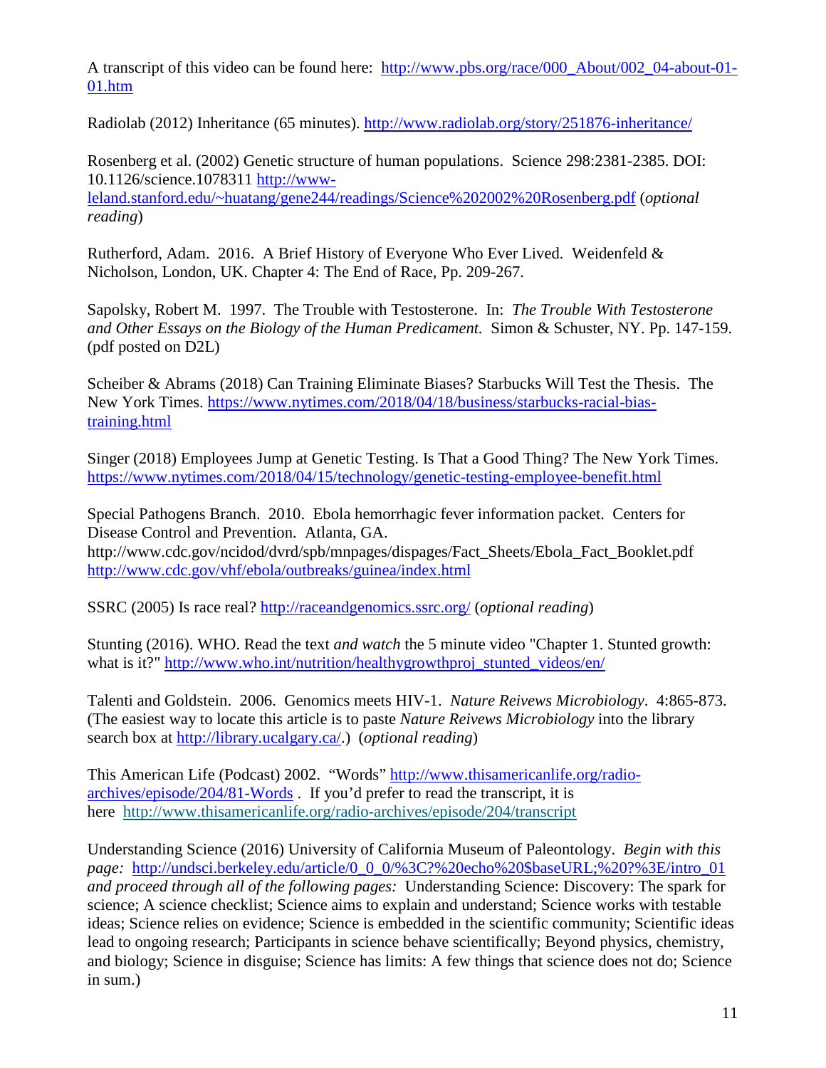A transcript of this video can be found here: http://www.pbs.org/race/000_About/002_04-about-01-01.htm

Radiolab (2012) Inheritance (65 minutes). http://www.radiolab.org/story/251876-inheritance/

Rosenberg et al. (2002) Genetic structure of human populations. Science 298:2381-2385. DOI: 10.1126/science.1078311 http://www-leland.stanford.edu/~huatang/gene244/readings/Science%202002%20Rosenberg.pdf (*optional reading*)

Rutherford, Adam. 2016. A Brief History of Everyone Who Ever Lived. Weidenfeld & Nicholson, London, UK. Chapter 4: The End of Race, Pp. 209-267.

Sapolsky, Robert M. 1997. The Trouble with Testosterone. In: *The Trouble With Testosterone and Other Essays on the Biology of the Human Predicament.* Simon & Schuster, NY. Pp. 147-159. (pdf posted on D2L)

Scheiber & Abrams (2018) Can Training Eliminate Biases? Starbucks Will Test the Thesis. The New York Times. https://www.nytimes.com/2018/04/18/business/starbucks-racial-bias-training.html

Singer (2018) Employees Jump at Genetic Testing. Is That a Good Thing? The New York Times. https://www.nytimes.com/2018/04/15/technology/genetic-testing-employee-benefit.html

Special Pathogens Branch. 2010. Ebola hemorrhagic fever information packet. Centers for Disease Control and Prevention. Atlanta, GA. http://www.cdc.gov/ncidod/dvrd/spb/mnpages/dispages/Fact_Sheets/Ebola_Fact_Booklet.pdf http://www.cdc.gov/vhf/ebola/outbreaks/guinea/index.html

SSRC (2005) Is race real? http://raceandgenomics.ssrc.org/ (*optional reading*)

Stunting (2016). WHO. Read the text *and watch* the 5 minute video "Chapter 1. Stunted growth: what is it?" http://www.who.int/nutrition/healthygrowthproj_stunted_videos/en/

Talenti and Goldstein. 2006. Genomics meets HIV-1. *Nature Reivews Microbiology*. 4:865-873. (The easiest way to locate this article is to paste *Nature Reivews Microbiology* into the library search box at http://library.ucalgary.ca/.) (*optional reading*)

This American Life (Podcast) 2002. "Words" http://www.thisamericanlife.org/radio-archives/episode/204/81-Words . If you'd prefer to read the transcript, it is here http://www.thisamericanlife.org/radio-archives/episode/204/transcript

Understanding Science (2016) University of California Museum of Paleontology. *Begin with this page:* http://undsci.berkeley.edu/article/0_0_0/%3C?%20echo%20$baseURL;%20?%3E/intro_01 *and proceed through all of the following pages:* Understanding Science: Discovery: The spark for science; A science checklist; Science aims to explain and understand; Science works with testable ideas; Science relies on evidence; Science is embedded in the scientific community; Scientific ideas lead to ongoing research; Participants in science behave scientifically; Beyond physics, chemistry, and biology; Science in disguise; Science has limits: A few things that science does not do; Science in sum.)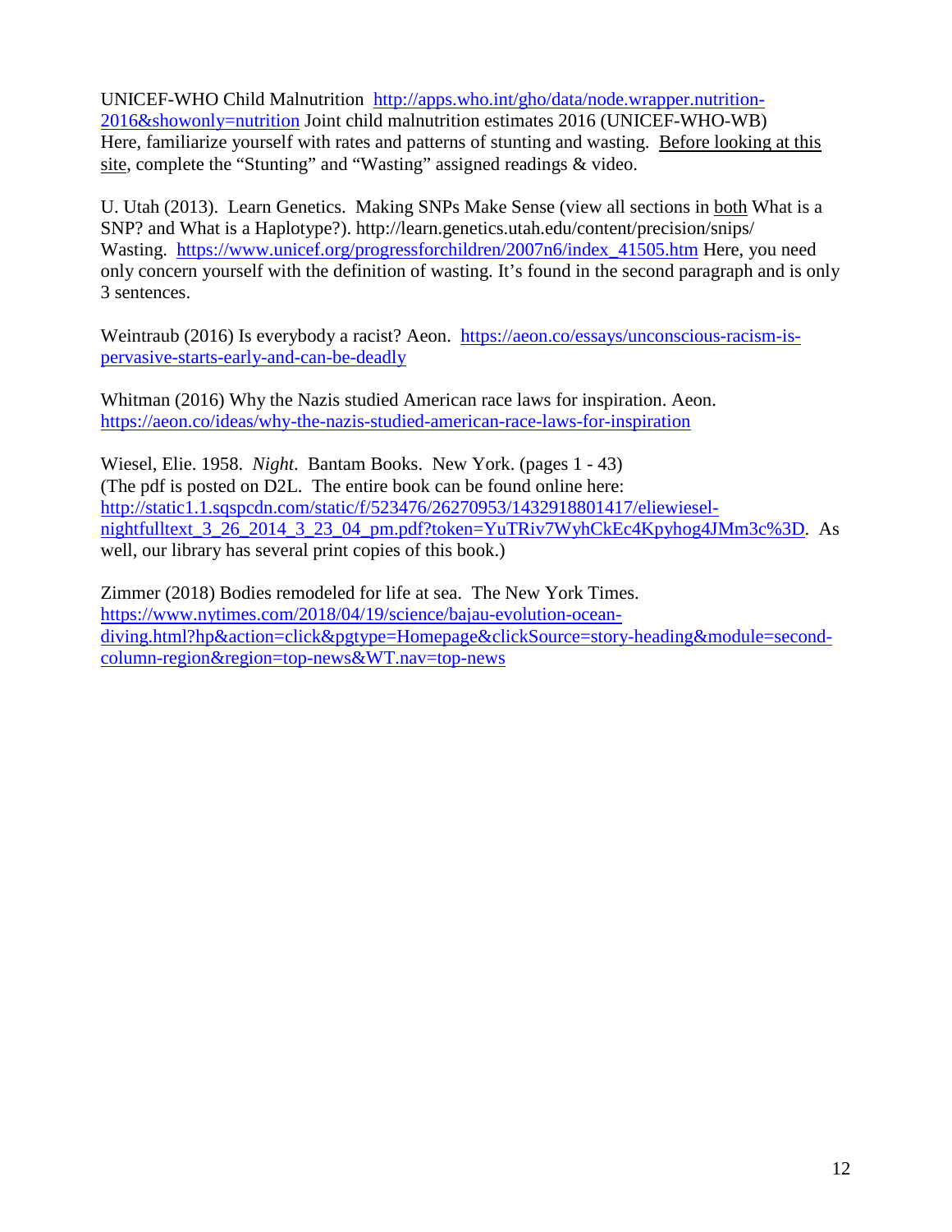UNICEF-WHO Child Malnutrition http://apps.who.int/gho/data/node.wrapper.nutrition-2016&showonly=nutrition Joint child malnutrition estimates 2016 (UNICEF-WHO-WB) Here, familiarize yourself with rates and patterns of stunting and wasting. Before looking at this site, complete the "Stunting" and "Wasting" assigned readings & video.

U. Utah (2013). Learn Genetics. Making SNPs Make Sense (view all sections in both What is a SNP? and What is a Haplotype?). http://learn.genetics.utah.edu/content/precision/snips/
Wasting. https://www.unicef.org/progressforchildren/2007n6/index_41505.htm Here, you need only concern yourself with the definition of wasting. It's found in the second paragraph and is only 3 sentences.

Weintraub (2016) Is everybody a racist? Aeon. https://aeon.co/essays/unconscious-racism-is-pervasive-starts-early-and-can-be-deadly

Whitman (2016) Why the Nazis studied American race laws for inspiration. Aeon. https://aeon.co/ideas/why-the-nazis-studied-american-race-laws-for-inspiration

Wiesel, Elie. 1958. *Night*. Bantam Books. New York. (pages 1 - 43)
(The pdf is posted on D2L. The entire book can be found online here: http://static1.1.sqspcdn.com/static/f/523476/26270953/1432918801417/eliewiesel-nightfulltext_3_26_2014_3_23_04_pm.pdf?token=YuTRiv7WyhCkEc4Kpyhog4JMm3c%3D. As well, our library has several print copies of this book.)

Zimmer (2018) Bodies remodeled for life at sea. The New York Times. https://www.nytimes.com/2018/04/19/science/bajau-evolution-ocean-diving.html?hp&action=click&pgtype=Homepage&clickSource=story-heading&module=second-column-region&region=top-news&WT.nav=top-news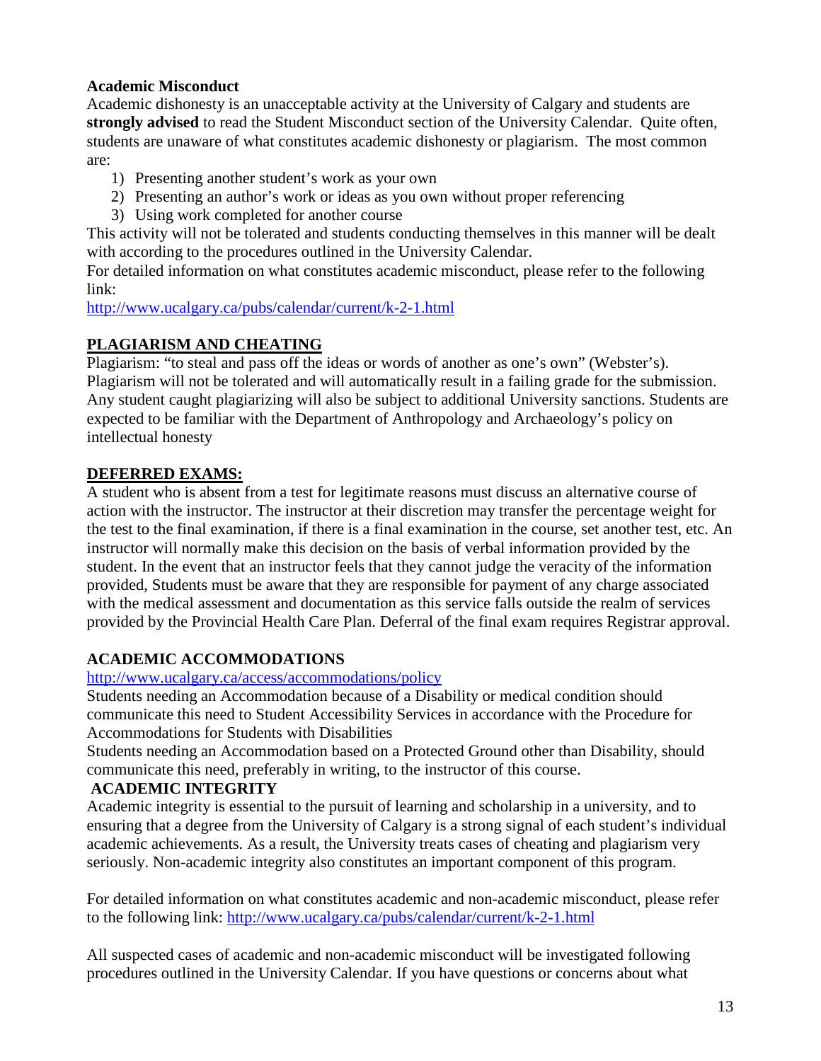**Academic Misconduct**

Academic dishonesty is an unacceptable activity at the University of Calgary and students are **strongly advised** to read the Student Misconduct section of the University Calendar. Quite often, students are unaware of what constitutes academic dishonesty or plagiarism. The most common are:

1) Presenting another student's work as your own
2) Presenting an author's work or ideas as you own without proper referencing
3) Using work completed for another course

This activity will not be tolerated and students conducting themselves in this manner will be dealt with according to the procedures outlined in the University Calendar.

For detailed information on what constitutes academic misconduct, please refer to the following link:

http://www.ucalgary.ca/pubs/calendar/current/k-2-1.html

## PLAGIARISM AND CHEATING

Plagiarism: "to steal and pass off the ideas or words of another as one's own" (Webster's). Plagiarism will not be tolerated and will automatically result in a failing grade for the submission. Any student caught plagiarizing will also be subject to additional University sanctions. Students are expected to be familiar with the Department of Anthropology and Archaeology's policy on intellectual honesty

## DEFERRED EXAMS:

A student who is absent from a test for legitimate reasons must discuss an alternative course of action with the instructor. The instructor at their discretion may transfer the percentage weight for the test to the final examination, if there is a final examination in the course, set another test, etc. An instructor will normally make this decision on the basis of verbal information provided by the student. In the event that an instructor feels that they cannot judge the veracity of the information provided, Students must be aware that they are responsible for payment of any charge associated with the medical assessment and documentation as this service falls outside the realm of services provided by the Provincial Health Care Plan. Deferral of the final exam requires Registrar approval.

## ACADEMIC ACCOMMODATIONS

http://www.ucalgary.ca/access/accommodations/policy

Students needing an Accommodation because of a Disability or medical condition should communicate this need to Student Accessibility Services in accordance with the Procedure for Accommodations for Students with Disabilities

Students needing an Accommodation based on a Protected Ground other than Disability, should communicate this need, preferably in writing, to the instructor of this course.

## ACADEMIC INTEGRITY

Academic integrity is essential to the pursuit of learning and scholarship in a university, and to ensuring that a degree from the University of Calgary is a strong signal of each student's individual academic achievements. As a result, the University treats cases of cheating and plagiarism very seriously. Non-academic integrity also constitutes an important component of this program.

For detailed information on what constitutes academic and non-academic misconduct, please refer to the following link: http://www.ucalgary.ca/pubs/calendar/current/k-2-1.html

All suspected cases of academic and non-academic misconduct will be investigated following procedures outlined in the University Calendar. If you have questions or concerns about what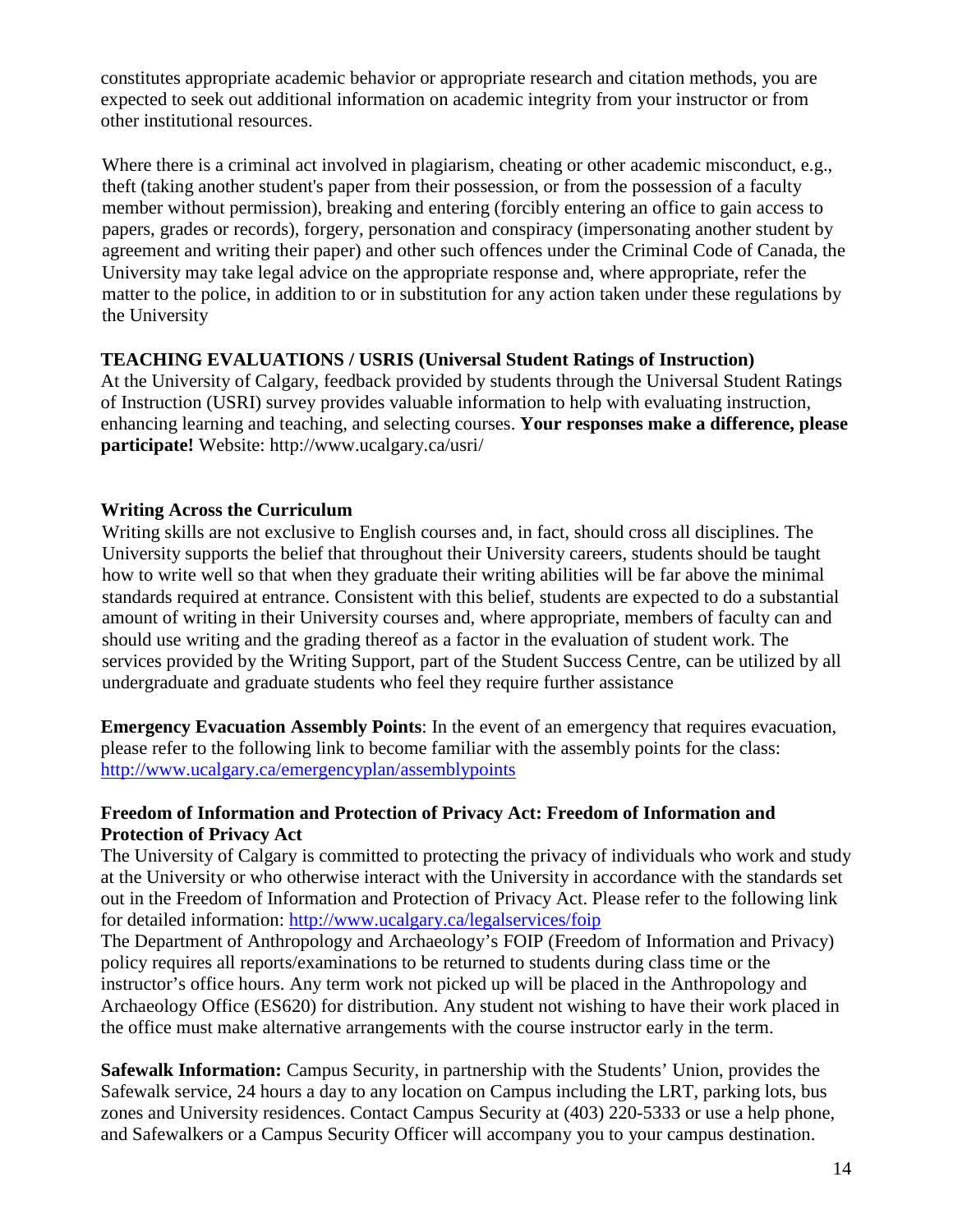constitutes appropriate academic behavior or appropriate research and citation methods, you are expected to seek out additional information on academic integrity from your instructor or from other institutional resources.

Where there is a criminal act involved in plagiarism, cheating or other academic misconduct, e.g., theft (taking another student's paper from their possession, or from the possession of a faculty member without permission), breaking and entering (forcibly entering an office to gain access to papers, grades or records), forgery, personation and conspiracy (impersonating another student by agreement and writing their paper) and other such offences under the Criminal Code of Canada, the University may take legal advice on the appropriate response and, where appropriate, refer the matter to the police, in addition to or in substitution for any action taken under these regulations by the University

**TEACHING EVALUATIONS / USRIS (Universal Student Ratings of Instruction)**

At the University of Calgary, feedback provided by students through the Universal Student Ratings of Instruction (USRI) survey provides valuable information to help with evaluating instruction, enhancing learning and teaching, and selecting courses. **Your responses make a difference, please participate!** Website: http://www.ucalgary.ca/usri/

**Writing Across the Curriculum**

Writing skills are not exclusive to English courses and, in fact, should cross all disciplines. The University supports the belief that throughout their University careers, students should be taught how to write well so that when they graduate their writing abilities will be far above the minimal standards required at entrance. Consistent with this belief, students are expected to do a substantial amount of writing in their University courses and, where appropriate, members of faculty can and should use writing and the grading thereof as a factor in the evaluation of student work. The services provided by the Writing Support, part of the Student Success Centre, can be utilized by all undergraduate and graduate students who feel they require further assistance

**Emergency Evacuation Assembly Points**: In the event of an emergency that requires evacuation, please refer to the following link to become familiar with the assembly points for the class: http://www.ucalgary.ca/emergencyplan/assemblypoints

**Freedom of Information and Protection of Privacy Act: Freedom of Information and Protection of Privacy Act**

The University of Calgary is committed to protecting the privacy of individuals who work and study at the University or who otherwise interact with the University in accordance with the standards set out in the Freedom of Information and Protection of Privacy Act. Please refer to the following link for detailed information: http://www.ucalgary.ca/legalservices/foip

The Department of Anthropology and Archaeology's FOIP (Freedom of Information and Privacy) policy requires all reports/examinations to be returned to students during class time or the instructor's office hours. Any term work not picked up will be placed in the Anthropology and Archaeology Office (ES620) for distribution. Any student not wishing to have their work placed in the office must make alternative arrangements with the course instructor early in the term.

**Safewalk Information:** Campus Security, in partnership with the Students' Union, provides the Safewalk service, 24 hours a day to any location on Campus including the LRT, parking lots, bus zones and University residences. Contact Campus Security at (403) 220-5333 or use a help phone, and Safewalkers or a Campus Security Officer will accompany you to your campus destination.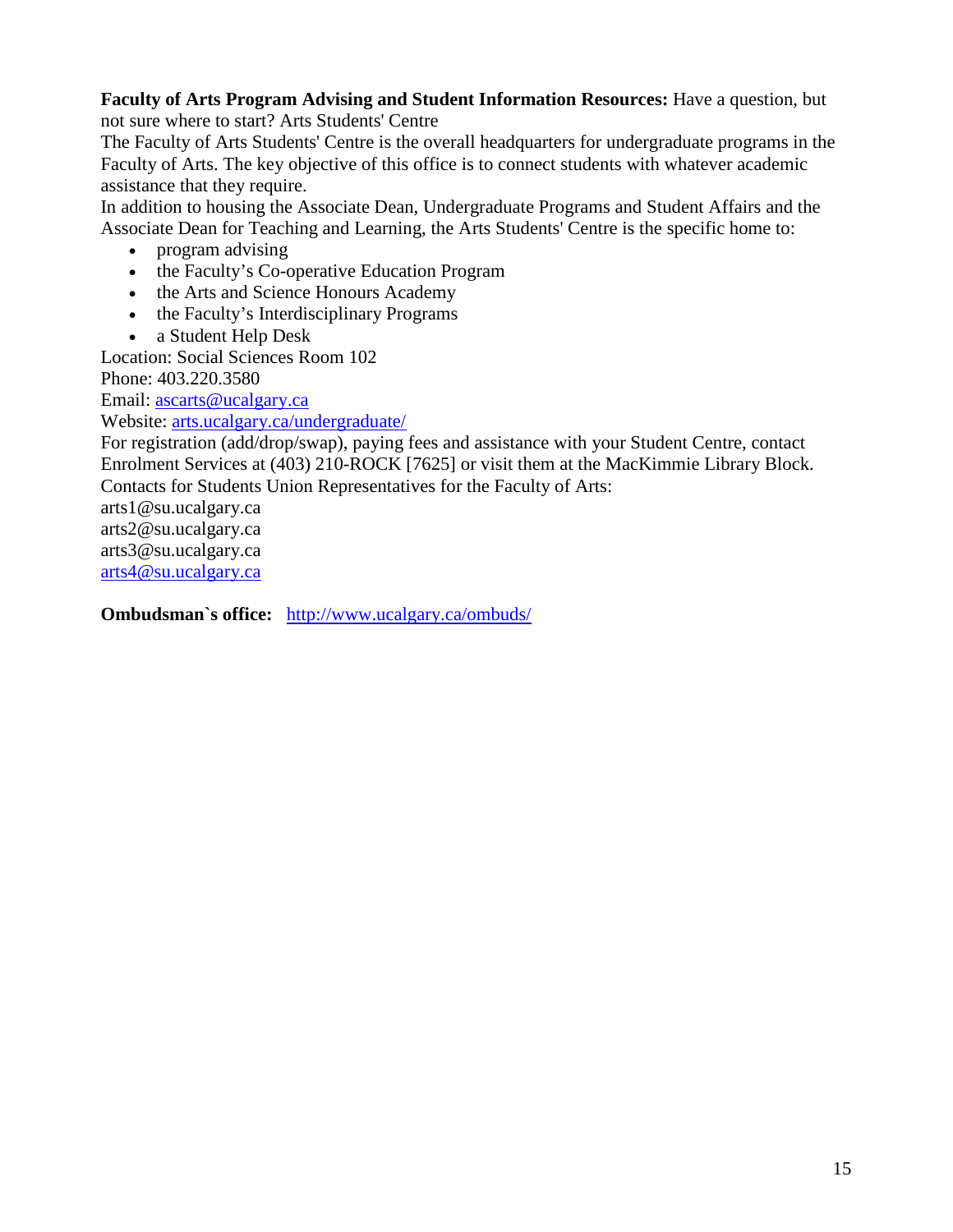**Faculty of Arts Program Advising and Student Information Resources:** Have a question, but not sure where to start? Arts Students' Centre

The Faculty of Arts Students' Centre is the overall headquarters for undergraduate programs in the Faculty of Arts. The key objective of this office is to connect students with whatever academic assistance that they require.

In addition to housing the Associate Dean, Undergraduate Programs and Student Affairs and the Associate Dean for Teaching and Learning, the Arts Students' Centre is the specific home to:

- program advising
- the Faculty's Co-operative Education Program
- the Arts and Science Honours Academy
- the Faculty's Interdisciplinary Programs
- a Student Help Desk

Location: Social Sciences Room 102

Phone: 403.220.3580

Email: ascarts@ucalgary.ca

Website: arts.ucalgary.ca/undergraduate/

For registration (add/drop/swap), paying fees and assistance with your Student Centre, contact Enrolment Services at (403) 210-ROCK [7625] or visit them at the MacKimmie Library Block.

Contacts for Students Union Representatives for the Faculty of Arts:

arts1@su.ucalgary.ca

arts2@su.ucalgary.ca

arts3@su.ucalgary.ca

arts4@su.ucalgary.ca

**Ombudsman`s office:** http://www.ucalgary.ca/ombuds/